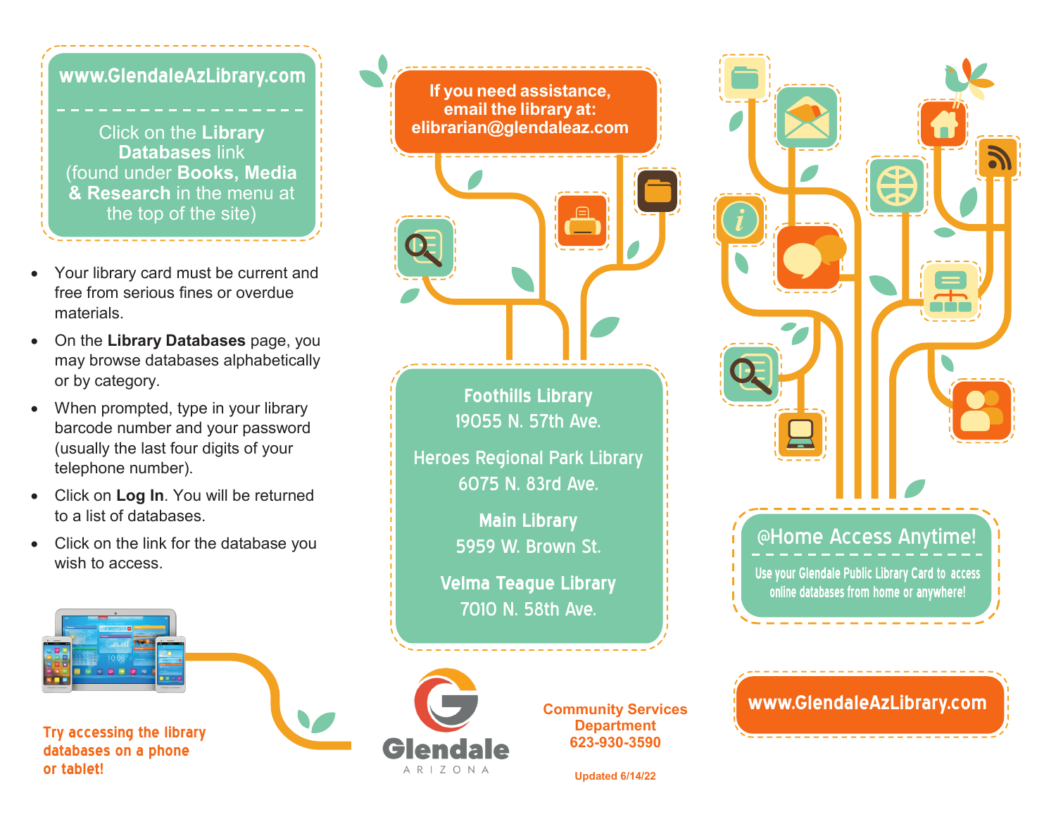**www.GlendaleAzLibrary.com**

Click on the **Library Databases** link (found under **Books, Media & Research** in the menu at the top of the site)

- Your library card must be current and free from serious fines or overdue materials.
- On the **Library Databases** page, you may browse databases alphabetically or by category.
- When prompted, type in your library barcode number and your password (usually the last four digits of your telephone number).
- Click on **Log In**. You will be returned to a list of databases.
- Click on the link for the database you wish to access.

**Try accessing the library databases on a phone or tablet!**

**If you need assistance, email the library at: elibrarian@glendaleaz.com**

**Foothills Library**
19055 N. 57th Ave.

**Heroes Regional Park Library**
6075 N. 83rd Ave.

**Main Library**
5959 W. Brown St.

**Velma Teague Library**
7010 N. 58th Ave.

Glendale
ARIZONA

**Community Services Department**
**623-930-3590**

**Updated 6/14/22**

## @Home Access Anytime!

Use your Glendale Public Library Card to access online databases from home or anywhere!

**www.GlendaleAzLibrary.com**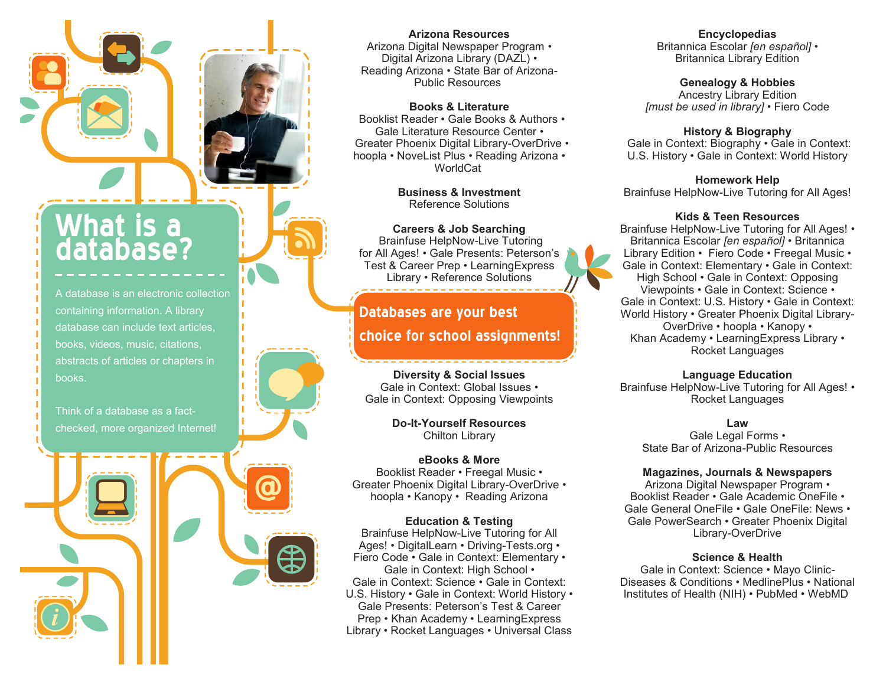# What is a database?

A database is an electronic collection containing information. A library database can include text articles, books, videos, music, citations, abstracts of articles or chapters in books.

Think of a database as a fact-checked, more organized Internet!

**Databases are your best choice for school assignments!**

**Arizona Resources**
Arizona Digital Newspaper Program • Digital Arizona Library (DAZL) • Reading Arizona • State Bar of Arizona-Public Resources

**Books & Literature**
Booklist Reader • Gale Books & Authors • Gale Literature Resource Center • Greater Phoenix Digital Library-OverDrive • hoopla • NoveList Plus • Reading Arizona • WorldCat

**Business & Investment**
Reference Solutions

**Careers & Job Searching**
Brainfuse HelpNow-Live Tutoring for All Ages! • Gale Presents: Peterson's Test & Career Prep • LearningExpress Library • Reference Solutions

**Diversity & Social Issues**
Gale in Context: Global Issues • Gale in Context: Opposing Viewpoints

**Do-It-Yourself Resources**
Chilton Library

**eBooks & More**
Booklist Reader • Freegal Music • Greater Phoenix Digital Library-OverDrive • hoopla • Kanopy • Reading Arizona

**Education & Testing**
Brainfuse HelpNow-Live Tutoring for All Ages! • DigitalLearn • Driving-Tests.org • Fiero Code • Gale in Context: Elementary • Gale in Context: High School • Gale in Context: Science • Gale in Context: U.S. History • Gale in Context: World History • Gale Presents: Peterson's Test & Career Prep • Khan Academy • LearningExpress Library • Rocket Languages • Universal Class

**Encyclopedias**
Britannica Escolar *[en español]* • Britannica Library Edition

**Genealogy & Hobbies**
Ancestry Library Edition *[must be used in library]* • Fiero Code

**History & Biography**
Gale in Context: Biography • Gale in Context: U.S. History • Gale in Context: World History

**Homework Help**
Brainfuse HelpNow-Live Tutoring for All Ages!

**Kids & Teen Resources**
Brainfuse HelpNow-Live Tutoring for All Ages! • Britannica Escolar *[en español]* • Britannica Library Edition • Fiero Code • Freegal Music • Gale in Context: Elementary • Gale in Context: High School • Gale in Context: Opposing Viewpoints • Gale in Context: Science • Gale in Context: U.S. History • Gale in Context: World History • Greater Phoenix Digital Library-OverDrive • hoopla • Kanopy • Khan Academy • LearningExpress Library • Rocket Languages

**Language Education**
Brainfuse HelpNow-Live Tutoring for All Ages! • Rocket Languages

**Law**
Gale Legal Forms • State Bar of Arizona-Public Resources

**Magazines, Journals & Newspapers**
Arizona Digital Newspaper Program • Booklist Reader • Gale Academic OneFile • Gale General OneFile • Gale OneFile: News • Gale PowerSearch • Greater Phoenix Digital Library-OverDrive

**Science & Health**
Gale in Context: Science • Mayo Clinic-Diseases & Conditions • MedlinePlus • National Institutes of Health (NIH) • PubMed • WebMD